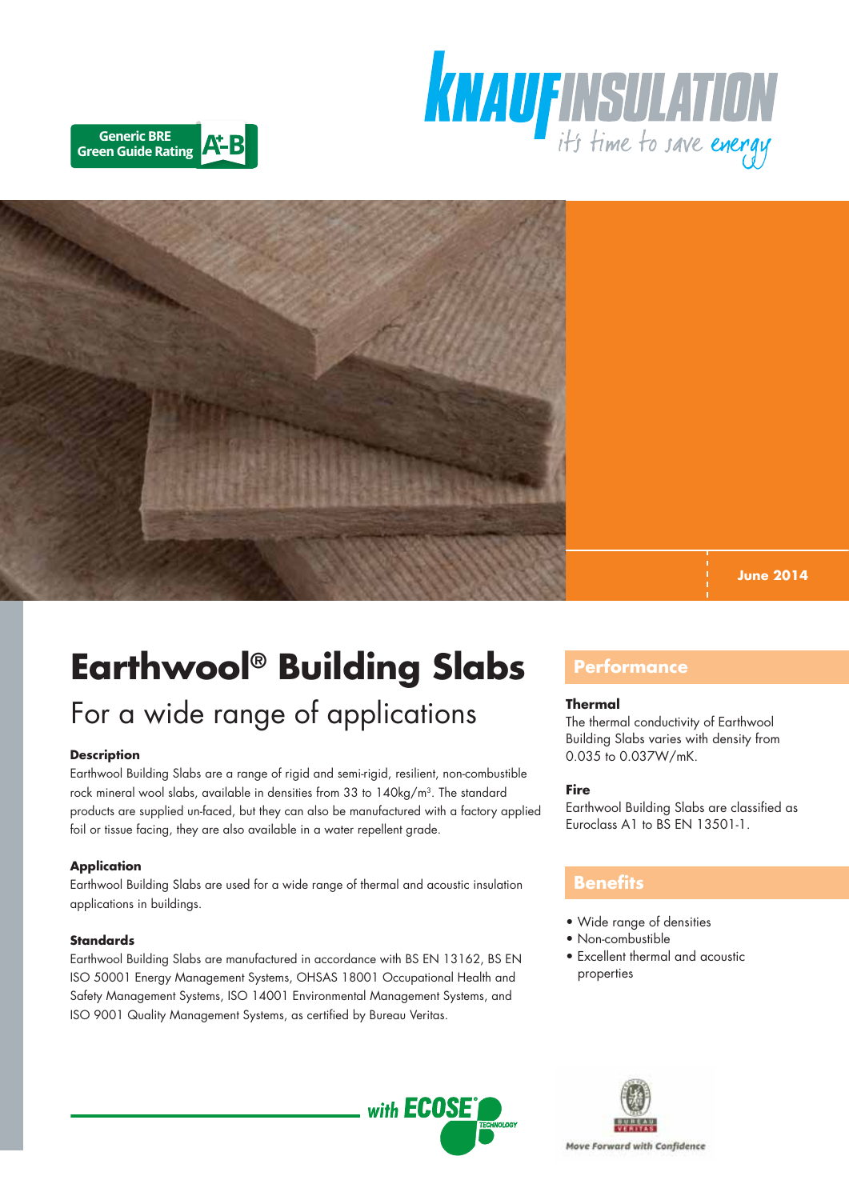Generic BRE Green Guide Rating A+-B

KNAUF INSULATION
it's time to save energy

June 2014

# Earthwool® Building Slabs

## For a wide range of applications

**Description**

Earthwool Building Slabs are a range of rigid and semi-rigid, resilient, non-combustible rock mineral wool slabs, available in densities from 33 to 140kg/m³. The standard products are supplied un-faced, but they can also be manufactured with a factory applied foil or tissue facing, they are also available in a water repellent grade.

**Application**

Earthwool Building Slabs are used for a wide range of thermal and acoustic insulation applications in buildings.

**Standards**

Earthwool Building Slabs are manufactured in accordance with BS EN 13162, BS EN ISO 50001 Energy Management Systems, OHSAS 18001 Occupational Health and Safety Management Systems, ISO 14001 Environmental Management Systems, and ISO 9001 Quality Management Systems, as certified by Bureau Veritas.

## Performance

**Thermal**

The thermal conductivity of Earthwool Building Slabs varies with density from 0.035 to 0.037W/mK.

**Fire**

Earthwool Building Slabs are classified as Euroclass A1 to BS EN 13501-1.

## Benefits

- Wide range of densities
- Non-combustible
- Excellent thermal and acoustic properties

with ECOSE® TECHNOLOGY

Move Forward with Confidence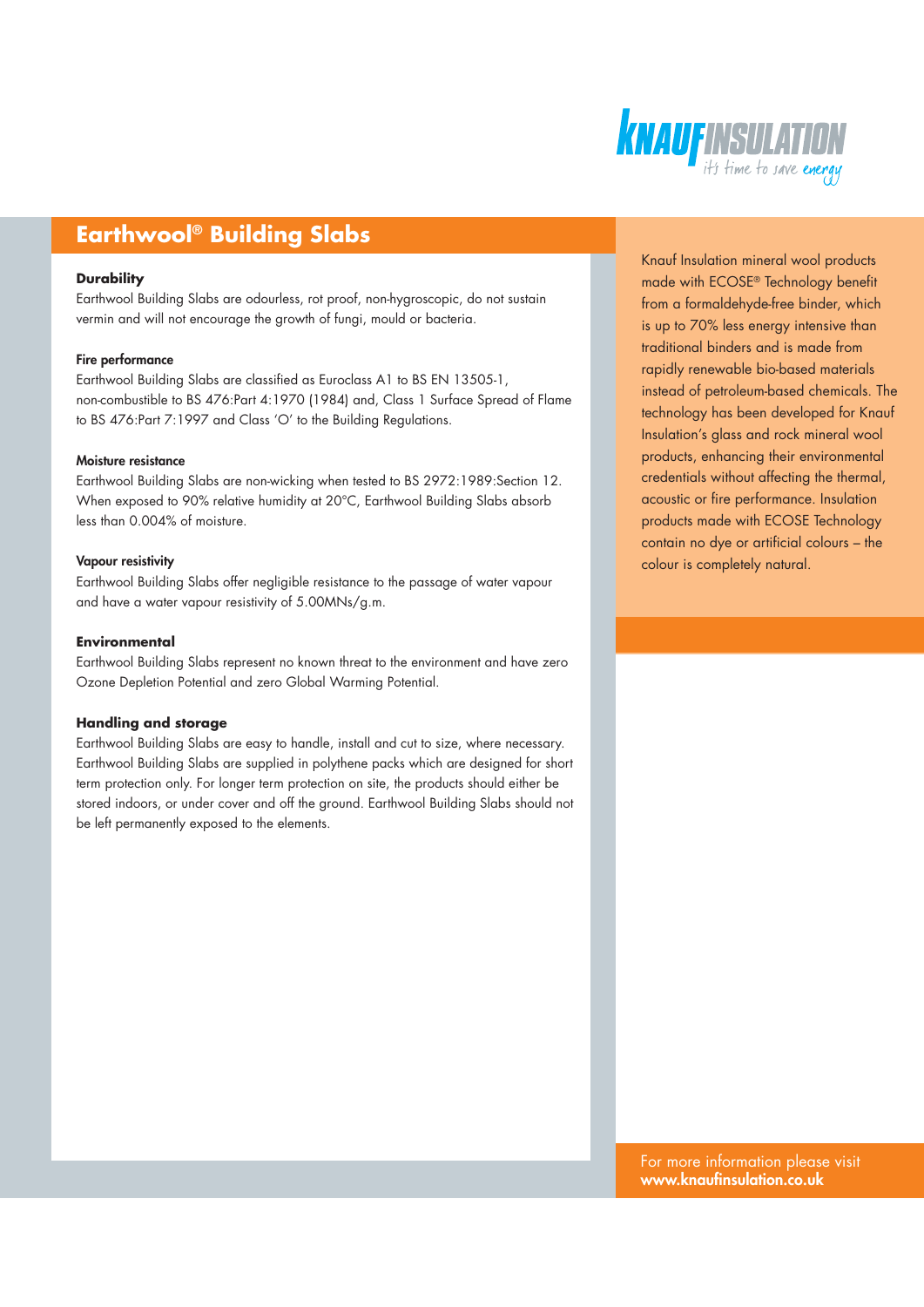# Earthwool® Building Slabs

### Durability

Earthwool Building Slabs are odourless, rot proof, non-hygroscopic, do not sustain vermin and will not encourage the growth of fungi, mould or bacteria.

### Fire performance

Earthwool Building Slabs are classified as Euroclass A1 to BS EN 13505-1, non-combustible to BS 476:Part 4:1970 (1984) and, Class 1 Surface Spread of Flame to BS 476:Part 7:1997 and Class 'O' to the Building Regulations.

### Moisture resistance

Earthwool Building Slabs are non-wicking when tested to BS 2972:1989:Section 12. When exposed to 90% relative humidity at 20°C, Earthwool Building Slabs absorb less than 0.004% of moisture.

### Vapour resistivity

Earthwool Building Slabs offer negligible resistance to the passage of water vapour and have a water vapour resistivity of 5.00MNs/g.m.

### Environmental

Earthwool Building Slabs represent no known threat to the environment and have zero Ozone Depletion Potential and zero Global Warming Potential.

### Handling and storage

Earthwool Building Slabs are easy to handle, install and cut to size, where necessary. Earthwool Building Slabs are supplied in polythene packs which are designed for short term protection only. For longer term protection on site, the products should either be stored indoors, or under cover and off the ground. Earthwool Building Slabs should not be left permanently exposed to the elements.

Knauf Insulation mineral wool products made with ECOSE® Technology benefit from a formaldehyde-free binder, which is up to 70% less energy intensive than traditional binders and is made from rapidly renewable bio-based materials instead of petroleum-based chemicals. The technology has been developed for Knauf Insulation's glass and rock mineral wool products, enhancing their environmental credentials without affecting the thermal, acoustic or fire performance. Insulation products made with ECOSE Technology contain no dye or artificial colours – the colour is completely natural.

For more information please visit
**www.knaufinsulation.co.uk**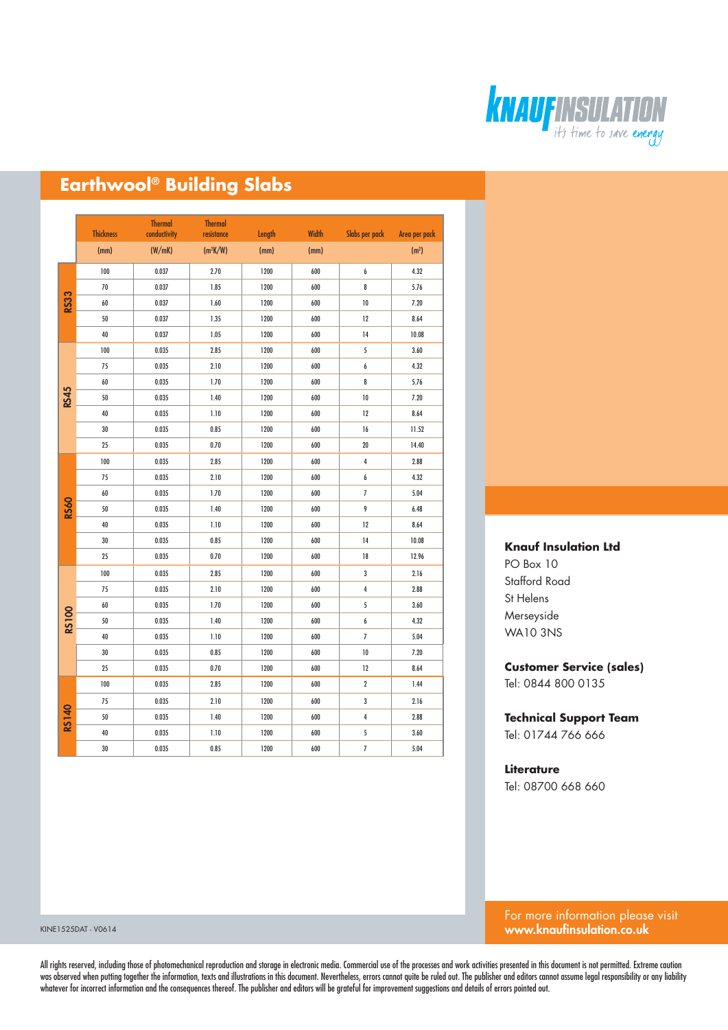# Earthwool® Building Slabs

| | Thickness (mm) | Thermal conductivity (W/mK) | Thermal resistance ($m^2K/W$) | Length (mm) | Width (mm) | Slabs per pack | Area per pack ($m^2$) |
|---|---|---|---|---|---|---|---|
| RS33 | 100 | 0.037 | 2.70 | 1200 | 600 | 6 | 4.32 |
| | 70 | 0.037 | 1.85 | 1200 | 600 | 8 | 5.76 |
| | 60 | 0.037 | 1.60 | 1200 | 600 | 10 | 7.20 |
| | 50 | 0.037 | 1.35 | 1200 | 600 | 12 | 8.64 |
| | 40 | 0.037 | 1.05 | 1200 | 600 | 14 | 10.08 |
| RS45 | 100 | 0.035 | 2.85 | 1200 | 600 | 5 | 3.60 |
| | 75 | 0.035 | 2.10 | 1200 | 600 | 6 | 4.32 |
| | 60 | 0.035 | 1.70 | 1200 | 600 | 8 | 5.76 |
| | 50 | 0.035 | 1.40 | 1200 | 600 | 10 | 7.20 |
| | 40 | 0.035 | 1.10 | 1200 | 600 | 12 | 8.64 |
| | 30 | 0.035 | 0.85 | 1200 | 600 | 16 | 11.52 |
| | 25 | 0.035 | 0.70 | 1200 | 600 | 20 | 14.40 |
| RS60 | 100 | 0.035 | 2.85 | 1200 | 600 | 4 | 2.88 |
| | 75 | 0.035 | 2.10 | 1200 | 600 | 6 | 4.32 |
| | 60 | 0.035 | 1.70 | 1200 | 600 | 7 | 5.04 |
| | 50 | 0.035 | 1.40 | 1200 | 600 | 9 | 6.48 |
| | 40 | 0.035 | 1.10 | 1200 | 600 | 12 | 8.64 |
| | 30 | 0.035 | 0.85 | 1200 | 600 | 14 | 10.08 |
| | 25 | 0.035 | 0.70 | 1200 | 600 | 18 | 12.96 |
| RS100 | 100 | 0.035 | 2.85 | 1200 | 600 | 3 | 2.16 |
| | 75 | 0.035 | 2.10 | 1200 | 600 | 4 | 2.88 |
| | 60 | 0.035 | 1.70 | 1200 | 600 | 5 | 3.60 |
| | 50 | 0.035 | 1.40 | 1200 | 600 | 6 | 4.32 |
| | 40 | 0.035 | 1.10 | 1200 | 600 | 7 | 5.04 |
| | 30 | 0.035 | 0.85 | 1200 | 600 | 10 | 7.20 |
| | 25 | 0.035 | 0.70 | 1200 | 600 | 12 | 8.64 |
| RS140 | 100 | 0.035 | 2.85 | 1200 | 600 | 2 | 1.44 |
| | 75 | 0.035 | 2.10 | 1200 | 600 | 3 | 2.16 |
| | 50 | 0.035 | 1.40 | 1200 | 600 | 4 | 2.88 |
| | 40 | 0.035 | 1.10 | 1200 | 600 | 5 | 3.60 |
| | 30 | 0.035 | 0.85 | 1200 | 600 | 7 | 5.04 |

**Knauf Insulation Ltd**
PO Box 10
Stafford Road
St Helens
Merseyside
WA10 3NS

**Customer Service (sales)**
Tel: 0844 800 0135

**Technical Support Team**
Tel: 01744 766 666

**Literature**
Tel: 08700 668 660

For more information please visit
**www.knaufinsulation.co.uk**

KINE1525DAT - V0614

All rights reserved, including those of photomechanical reproduction and storage in electronic media. Commercial use of the processes and work activities presented in this document is not permitted. Extreme caution was observed when putting together the information, texts and illustrations in this document. Nevertheless, errors cannot quite be ruled out. The publisher and editors cannot assume legal responsibility or any liability whatever for incorrect information and the consequences thereof. The publisher and editors will be grateful for improvement suggestions and details of errors pointed out.